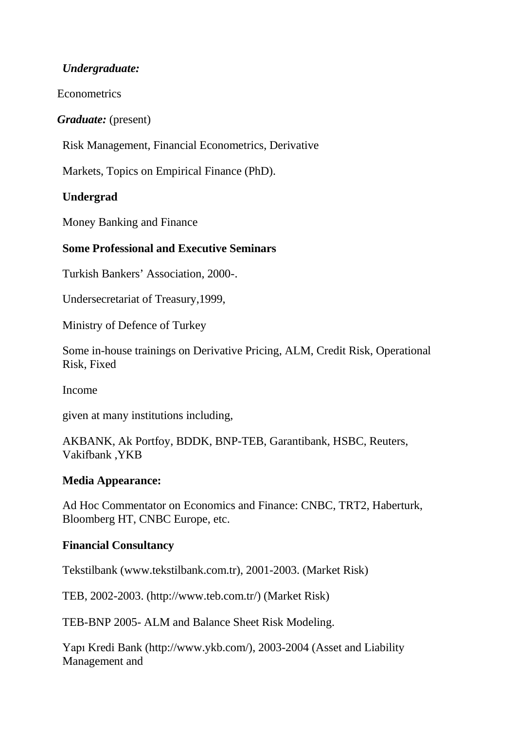***Undergraduate:***

Econometrics

***Graduate:*** (present)

Risk Management, Financial Econometrics, Derivative

Markets, Topics on Empirical Finance (PhD).

**Undergrad**

Money Banking and Finance

**Some Professional and Executive Seminars**

Turkish Bankers' Association, 2000-.

Undersecretariat of Treasury,1999,

Ministry of Defence of Turkey

Some in-house trainings on Derivative Pricing, ALM, Credit Risk, Operational Risk, Fixed

Income

given at many institutions including,

AKBANK, Ak Portfoy, BDDK, BNP-TEB, Garantibank, HSBC, Reuters, Vakifbank ,YKB

**Media Appearance:**

Ad Hoc Commentator on Economics and Finance: CNBC, TRT2, Haberturk, Bloomberg HT, CNBC Europe, etc.

**Financial Consultancy**

Tekstilbank (www.tekstilbank.com.tr), 2001-2003. (Market Risk)

TEB, 2002-2003. (http://www.teb.com.tr/) (Market Risk)

TEB-BNP 2005- ALM and Balance Sheet Risk Modeling.

Yapı Kredi Bank (http://www.ykb.com/), 2003-2004 (Asset and Liability Management and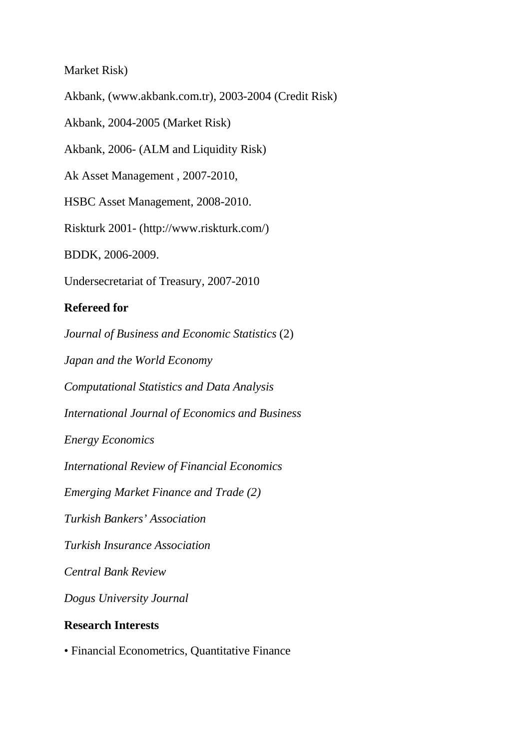Market Risk)

Akbank, (www.akbank.com.tr), 2003-2004 (Credit Risk)

Akbank, 2004-2005 (Market Risk)

Akbank, 2006- (ALM and Liquidity Risk)

Ak Asset Management , 2007-2010,

HSBC Asset Management, 2008-2010.

Riskturk 2001- (http://www.riskturk.com/)

BDDK, 2006-2009.

Undersecretariat of Treasury, 2007-2010

**Refereed for**

*Journal of Business and Economic Statistics* (2)

*Japan and the World Economy*

*Computational Statistics and Data Analysis*

*International Journal of Economics and Business*

*Energy Economics*

*International Review of Financial Economics*

*Emerging Market Finance and Trade (2)*

*Turkish Bankers' Association*

*Turkish Insurance Association*

*Central Bank Review*

*Dogus University Journal*

**Research Interests**

- Financial Econometrics, Quantitative Finance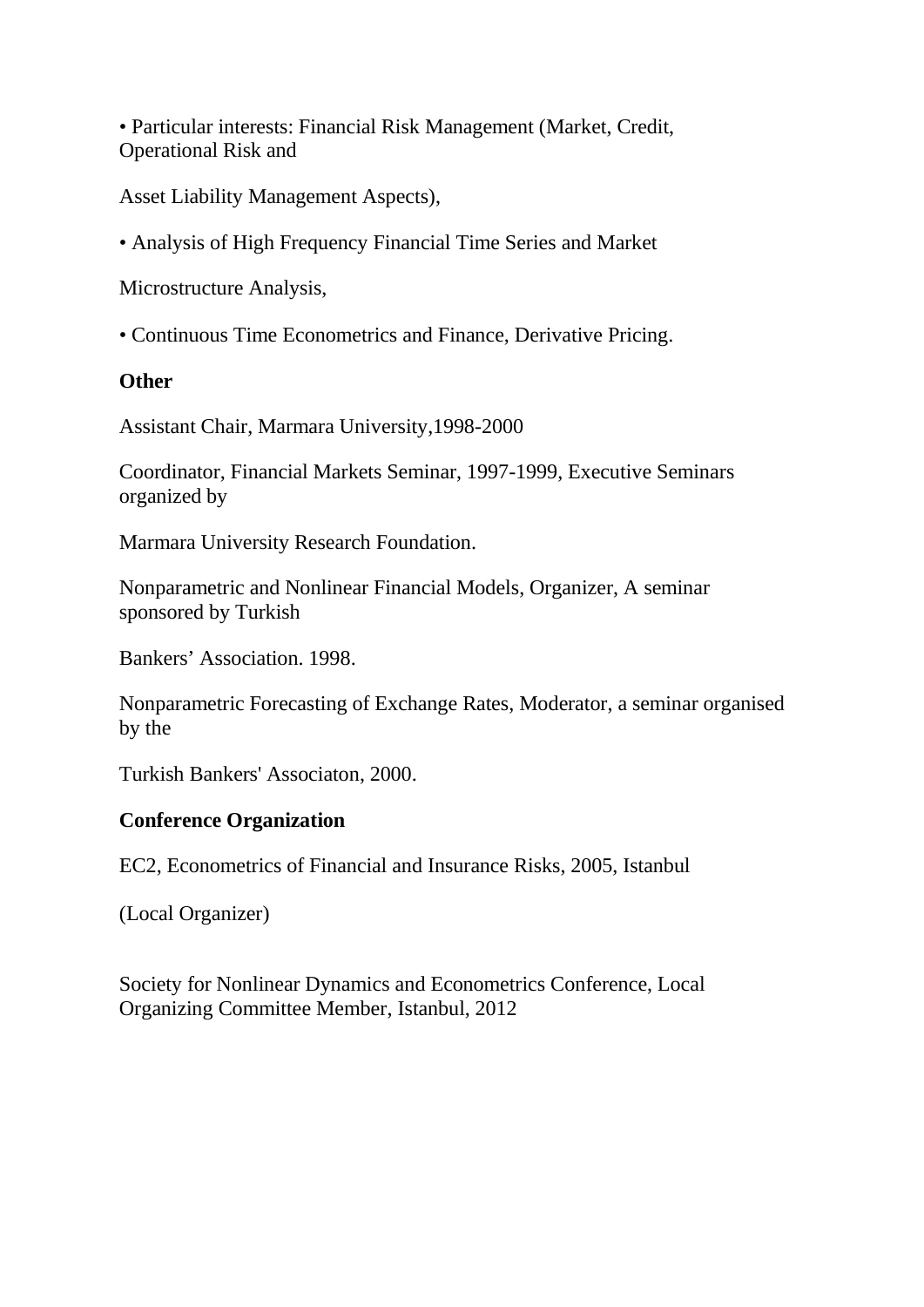• Particular interests: Financial Risk Management (Market, Credit, Operational Risk and

Asset Liability Management Aspects),

• Analysis of High Frequency Financial Time Series and Market

Microstructure Analysis,

• Continuous Time Econometrics and Finance, Derivative Pricing.

**Other**

Assistant Chair, Marmara University,1998-2000

Coordinator, Financial Markets Seminar, 1997-1999, Executive Seminars organized by

Marmara University Research Foundation.

Nonparametric and Nonlinear Financial Models, Organizer, A seminar sponsored by Turkish

Bankers' Association. 1998.

Nonparametric Forecasting of Exchange Rates, Moderator, a seminar organised by the

Turkish Bankers' Associaton, 2000.

**Conference Organization**

EC2, Econometrics of Financial and Insurance Risks, 2005, Istanbul

(Local Organizer)

Society for Nonlinear Dynamics and Econometrics Conference, Local Organizing Committee Member, Istanbul, 2012